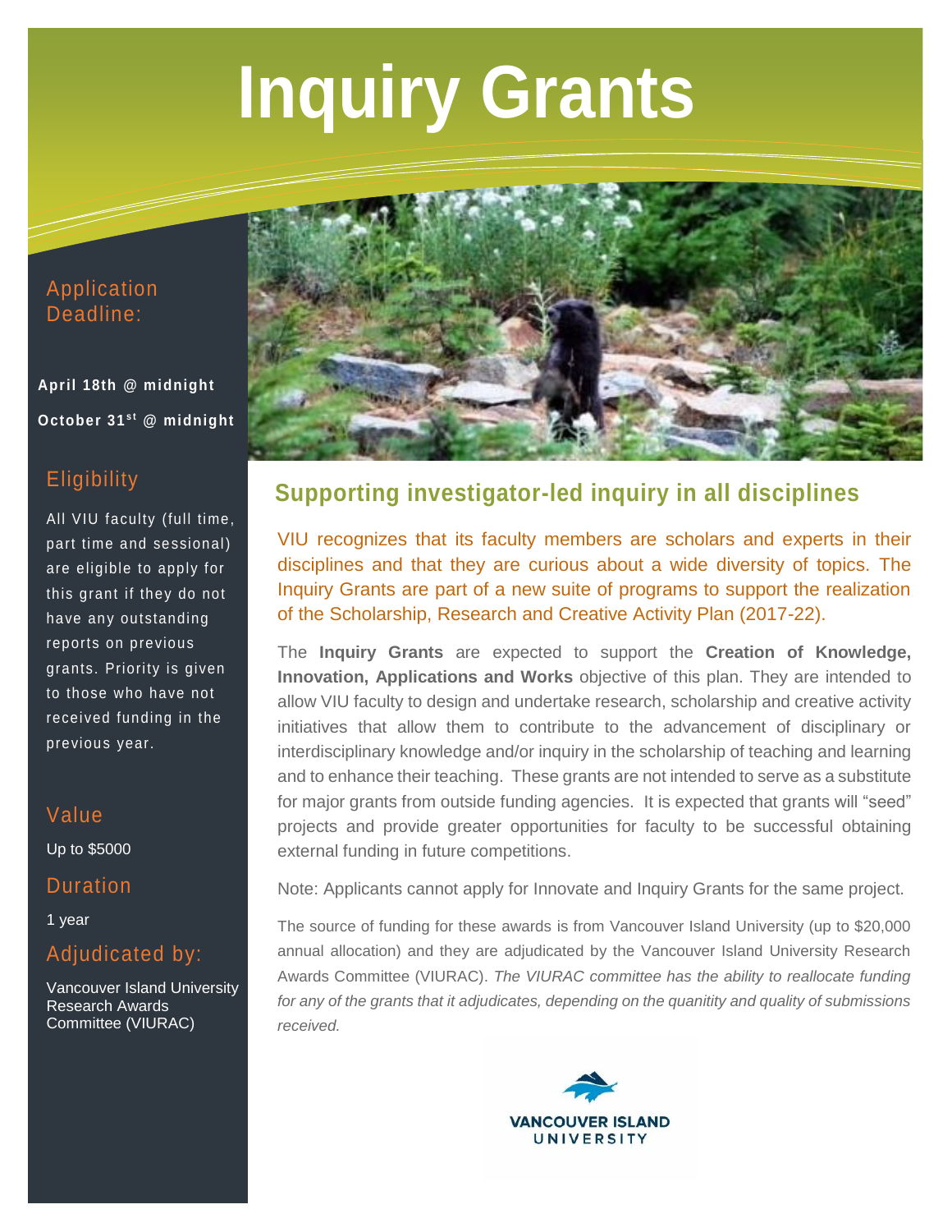# Inquiry Grants

## Application Deadline:

**April 18th @ midnight**

**October 31st @ midnight**

## Eligibility

All VIU faculty (full time, part time and sessional) are eligible to apply for this grant if they do not have any outstanding reports on previous grants. Priority is given to those who have not received funding in the previous year.

## Value

Up to $5000

## Duration

1 year

## Adjudicated by:

Vancouver Island University Research Awards Committee (VIURAC)

## Supporting investigator-led inquiry in all disciplines

VIU recognizes that its faculty members are scholars and experts in their disciplines and that they are curious about a wide diversity of topics. The Inquiry Grants are part of a new suite of programs to support the realization of the Scholarship, Research and Creative Activity Plan (2017-22).

The **Inquiry Grants** are expected to support the **Creation of Knowledge, Innovation, Applications and Works** objective of this plan. They are intended to allow VIU faculty to design and undertake research, scholarship and creative activity initiatives that allow them to contribute to the advancement of disciplinary or interdisciplinary knowledge and/or inquiry in the scholarship of teaching and learning and to enhance their teaching. These grants are not intended to serve as a substitute for major grants from outside funding agencies. It is expected that grants will "seed" projects and provide greater opportunities for faculty to be successful obtaining external funding in future competitions.

Note: Applicants cannot apply for Innovate and Inquiry Grants for the same project.

The source of funding for these awards is from Vancouver Island University (up to $20,000 annual allocation) and they are adjudicated by the Vancouver Island University Research Awards Committee (VIURAC). *The VIURAC committee has the ability to reallocate funding for any of the grants that it adjudicates, depending on the quanitity and quality of submissions received.*

VANCOUVER ISLAND UNIVERSITY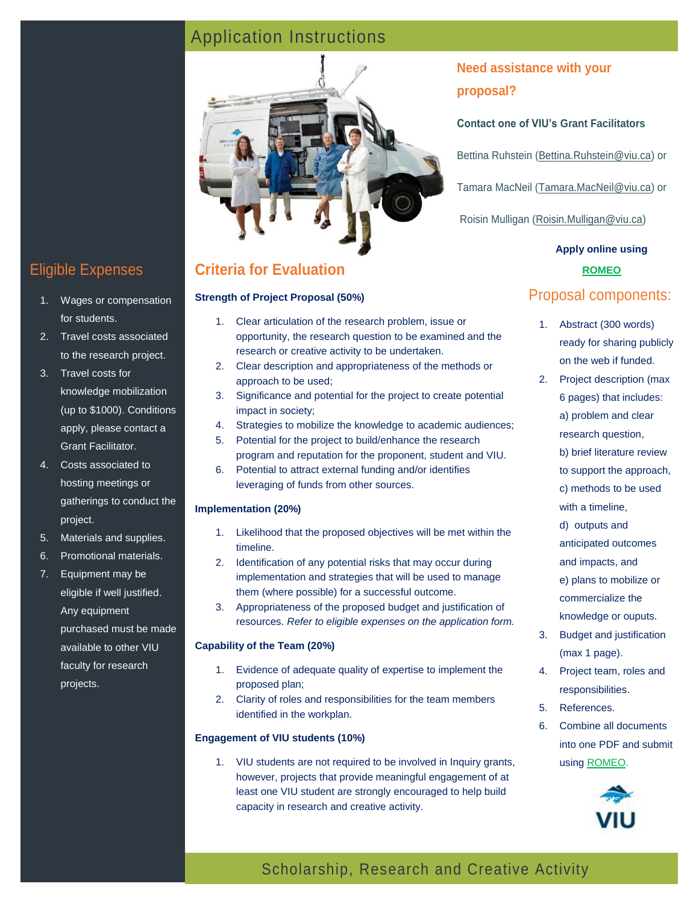# Application Instructions

## Need assistance with your proposal?

**Contact one of VIU's Grant Facilitators**

Bettina Ruhstein (Bettina.Ruhstein@viu.ca) or

Tamara MacNeil (Tamara.MacNeil@viu.ca) or

Roisin Mulligan (Roisin.Mulligan@viu.ca)

**Apply online using**

**ROMEO**

## Eligible Expenses

1. Wages or compensation for students.
2. Travel costs associated to the research project.
3. Travel costs for knowledge mobilization (up to $1000). Conditions apply, please contact a Grant Facilitator.
4. Costs associated to hosting meetings or gatherings to conduct the project.
5. Materials and supplies.
6. Promotional materials.
7. Equipment may be eligible if well justified. Any equipment purchased must be made available to other VIU faculty for research projects.

## Criteria for Evaluation

**Strength of Project Proposal (50%)**

1. Clear articulation of the research problem, issue or opportunity, the research question to be examined and the research or creative activity to be undertaken.
2. Clear description and appropriateness of the methods or approach to be used;
3. Significance and potential for the project to create potential impact in society;
4. Strategies to mobilize the knowledge to academic audiences;
5. Potential for the project to build/enhance the research program and reputation for the proponent, student and VIU.
6. Potential to attract external funding and/or identifies leveraging of funds from other sources.

**Implementation (20%)**

1. Likelihood that the proposed objectives will be met within the timeline.
2. Identification of any potential risks that may occur during implementation and strategies that will be used to manage them (where possible) for a successful outcome.
3. Appropriateness of the proposed budget and justification of resources. *Refer to eligible expenses on the application form.*

**Capability of the Team (20%)**

1. Evidence of adequate quality of expertise to implement the proposed plan;
2. Clarity of roles and responsibilities for the team members identified in the workplan.

**Engagement of VIU students (10%)**

1. VIU students are not required to be involved in Inquiry grants, however, projects that provide meaningful engagement of at least one VIU student are strongly encouraged to help build capacity in research and creative activity.

## Proposal components:

1. Abstract (300 words) ready for sharing publicly on the web if funded.
2. Project description (max 6 pages) that includes:
   a) problem and clear research question,
   b) brief literature review to support the approach,
   c) methods to be used with a timeline,
   d) outputs and anticipated outcomes and impacts, and
   e) plans to mobilize or commercialize the knowledge or ouputs.
3. Budget and justification (max 1 page).
4. Project team, roles and responsibilities.
5. References.
6. Combine all documents into one PDF and submit using ROMEO.

VIU

Scholarship, Research and Creative Activity